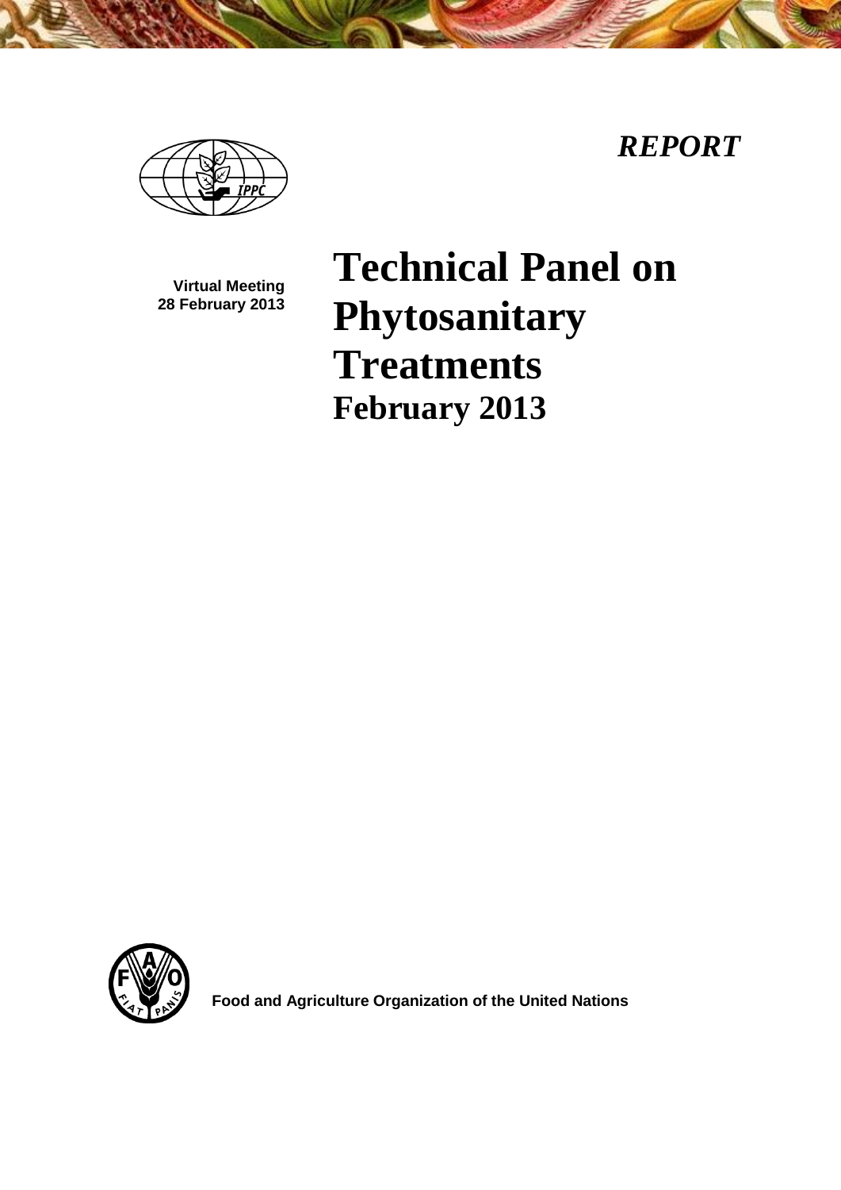*REPORT*

**Virtual Meeting**
**28 February 2013**

# Technical Panel on Phytosanitary Treatments

## February 2013

**Food and Agriculture Organization of the United Nations**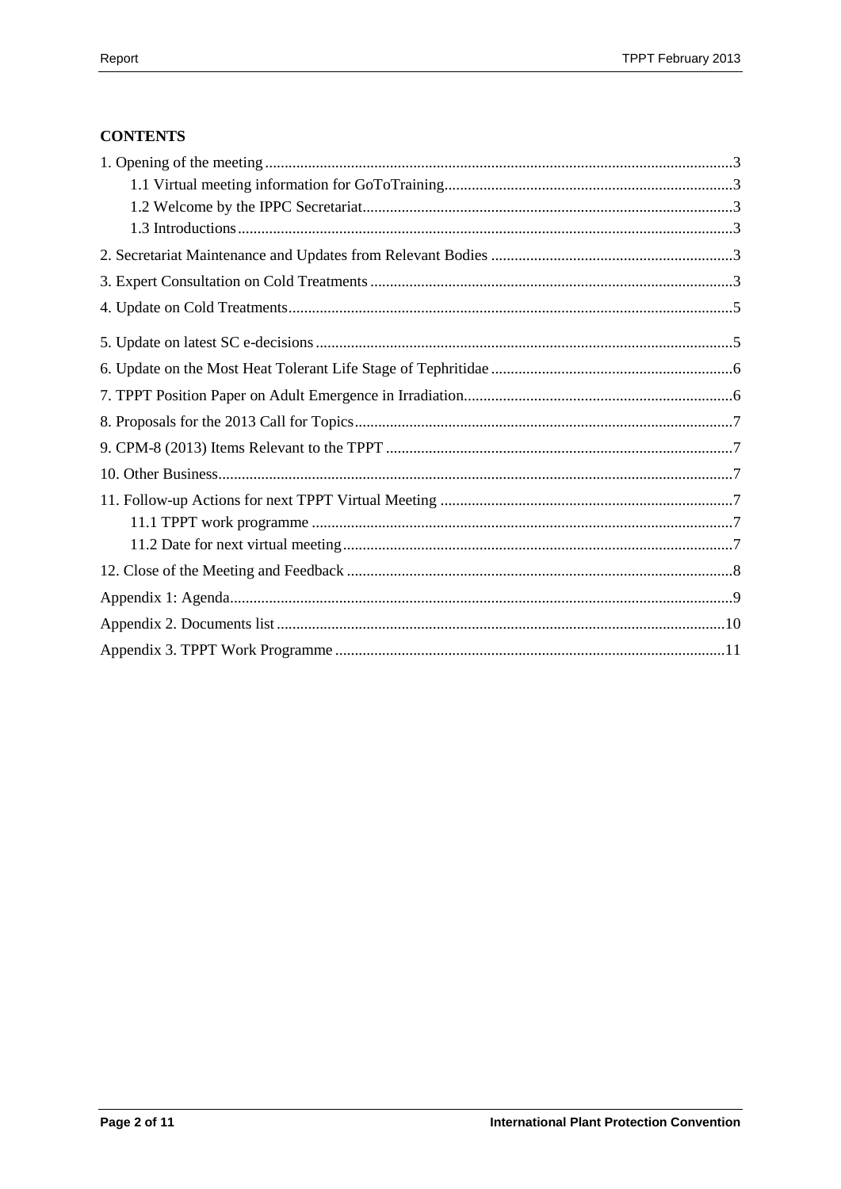**CONTENTS**

1. Opening of the meeting .......................................................................................................................3
    - 1.1 Virtual meeting information for GoToTraining..........................................................................3
    - 1.2 Welcome by the IPPC Secretariat..............................................................................................3
    - 1.3 Introductions..............................................................................................................................3

2. Secretariat Maintenance and Updates from Relevant Bodies .............................................................3

3. Expert Consultation on Cold Treatments ............................................................................................3

4. Update on Cold Treatments.................................................................................................................5

5. Update on latest SC e-decisions ..........................................................................................................5

6. Update on the Most Heat Tolerant Life Stage of Tephritidae .............................................................6

7. TPPT Position Paper on Adult Emergence in Irradiation....................................................................6

8. Proposals for the 2013 Call for Topics................................................................................................7

9. CPM-8 (2013) Items Relevant to the TPPT ........................................................................................7

10. Other Business...................................................................................................................................7

11. Follow-up Actions for next TPPT Virtual Meeting ..........................................................................7
    - 11.1 TPPT work programme ...........................................................................................................7
    - 11.2 Date for next virtual meeting...................................................................................................7

12. Close of the Meeting and Feedback ..................................................................................................8

Appendix 1: Agenda...............................................................................................................................9

Appendix 2. Documents list .................................................................................................................10

Appendix 3. TPPT Work Programme ..................................................................................................11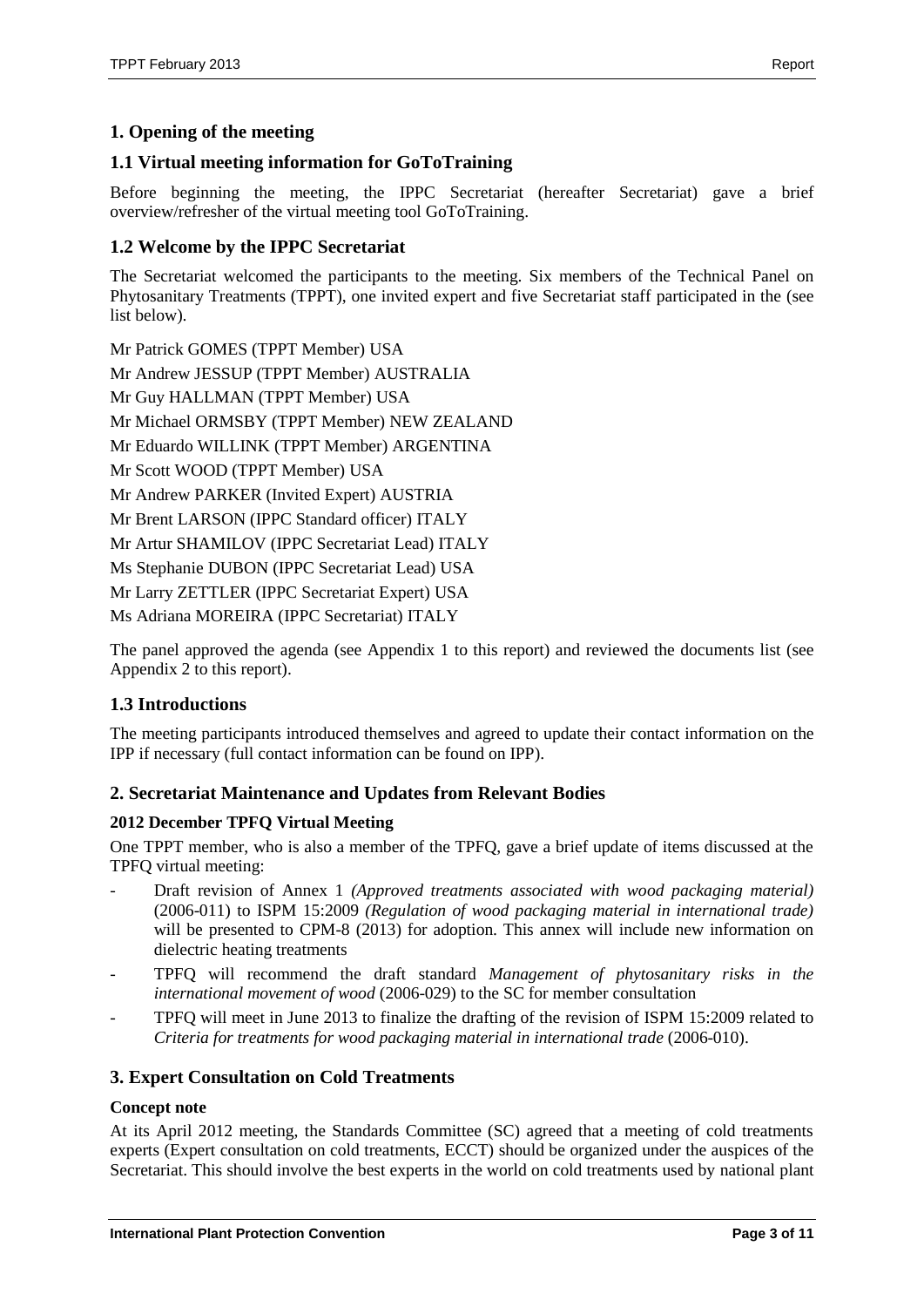## 1. Opening of the meeting

### 1.1 Virtual meeting information for GoToTraining

Before beginning the meeting, the IPPC Secretariat (hereafter Secretariat) gave a brief overview/refresher of the virtual meeting tool GoToTraining.

### 1.2 Welcome by the IPPC Secretariat

The Secretariat welcomed the participants to the meeting. Six members of the Technical Panel on Phytosanitary Treatments (TPPT), one invited expert and five Secretariat staff participated in the (see list below).

Mr Patrick GOMES (TPPT Member) USA
Mr Andrew JESSUP (TPPT Member) AUSTRALIA
Mr Guy HALLMAN (TPPT Member) USA
Mr Michael ORMSBY (TPPT Member) NEW ZEALAND
Mr Eduardo WILLINK (TPPT Member) ARGENTINA
Mr Scott WOOD (TPPT Member) USA
Mr Andrew PARKER (Invited Expert) AUSTRIA
Mr Brent LARSON (IPPC Standard officer) ITALY
Mr Artur SHAMILOV (IPPC Secretariat Lead) ITALY
Ms Stephanie DUBON (IPPC Secretariat Lead) USA
Mr Larry ZETTLER (IPPC Secretariat Expert) USA
Ms Adriana MOREIRA (IPPC Secretariat) ITALY

The panel approved the agenda (see Appendix 1 to this report) and reviewed the documents list (see Appendix 2 to this report).

### 1.3 Introductions

The meeting participants introduced themselves and agreed to update their contact information on the IPP if necessary (full contact information can be found on IPP).

## 2. Secretariat Maintenance and Updates from Relevant Bodies

**2012 December TPFQ Virtual Meeting**

One TPPT member, who is also a member of the TPFQ, gave a brief update of items discussed at the TPFQ virtual meeting:

- Draft revision of Annex 1 *(Approved treatments associated with wood packaging material)* (2006-011) to ISPM 15:2009 *(Regulation of wood packaging material in international trade)* will be presented to CPM-8 (2013) for adoption. This annex will include new information on dielectric heating treatments
- TPFQ will recommend the draft standard *Management of phytosanitary risks in the international movement of wood* (2006-029) to the SC for member consultation
- TPFQ will meet in June 2013 to finalize the drafting of the revision of ISPM 15:2009 related to *Criteria for treatments for wood packaging material in international trade* (2006-010).

## 3. Expert Consultation on Cold Treatments

**Concept note**

At its April 2012 meeting, the Standards Committee (SC) agreed that a meeting of cold treatments experts (Expert consultation on cold treatments, ECCT) should be organized under the auspices of the Secretariat. This should involve the best experts in the world on cold treatments used by national plant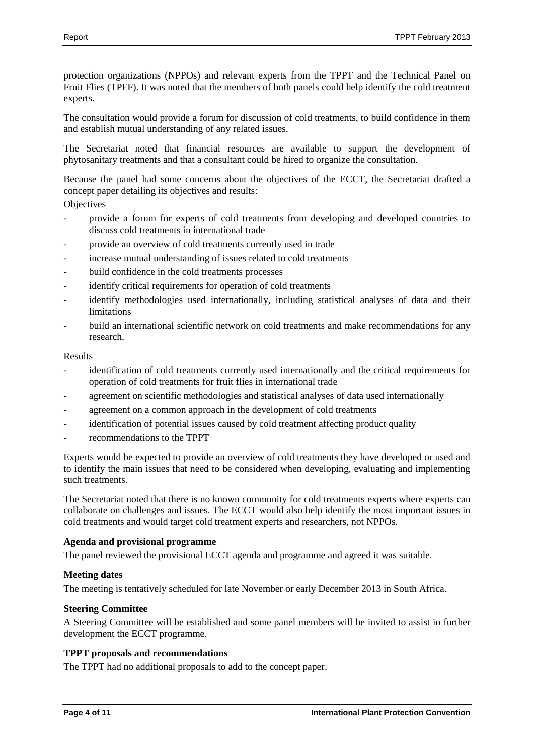protection organizations (NPPOs) and relevant experts from the TPPT and the Technical Panel on Fruit Flies (TPFF). It was noted that the members of both panels could help identify the cold treatment experts.

The consultation would provide a forum for discussion of cold treatments, to build confidence in them and establish mutual understanding of any related issues.

The Secretariat noted that financial resources are available to support the development of phytosanitary treatments and that a consultant could be hired to organize the consultation.

Because the panel had some concerns about the objectives of the ECCT, the Secretariat drafted a concept paper detailing its objectives and results:

Objectives

- provide a forum for experts of cold treatments from developing and developed countries to discuss cold treatments in international trade
- provide an overview of cold treatments currently used in trade
- increase mutual understanding of issues related to cold treatments
- build confidence in the cold treatments processes
- identify critical requirements for operation of cold treatments
- identify methodologies used internationally, including statistical analyses of data and their limitations
- build an international scientific network on cold treatments and make recommendations for any research.

Results

- identification of cold treatments currently used internationally and the critical requirements for operation of cold treatments for fruit flies in international trade
- agreement on scientific methodologies and statistical analyses of data used internationally
- agreement on a common approach in the development of cold treatments
- identification of potential issues caused by cold treatment affecting product quality
- recommendations to the TPPT

Experts would be expected to provide an overview of cold treatments they have developed or used and to identify the main issues that need to be considered when developing, evaluating and implementing such treatments.

The Secretariat noted that there is no known community for cold treatments experts where experts can collaborate on challenges and issues. The ECCT would also help identify the most important issues in cold treatments and would target cold treatment experts and researchers, not NPPOs.

**Agenda and provisional programme**

The panel reviewed the provisional ECCT agenda and programme and agreed it was suitable.

**Meeting dates**

The meeting is tentatively scheduled for late November or early December 2013 in South Africa.

**Steering Committee**

A Steering Committee will be established and some panel members will be invited to assist in further development the ECCT programme.

**TPPT proposals and recommendations**

The TPPT had no additional proposals to add to the concept paper.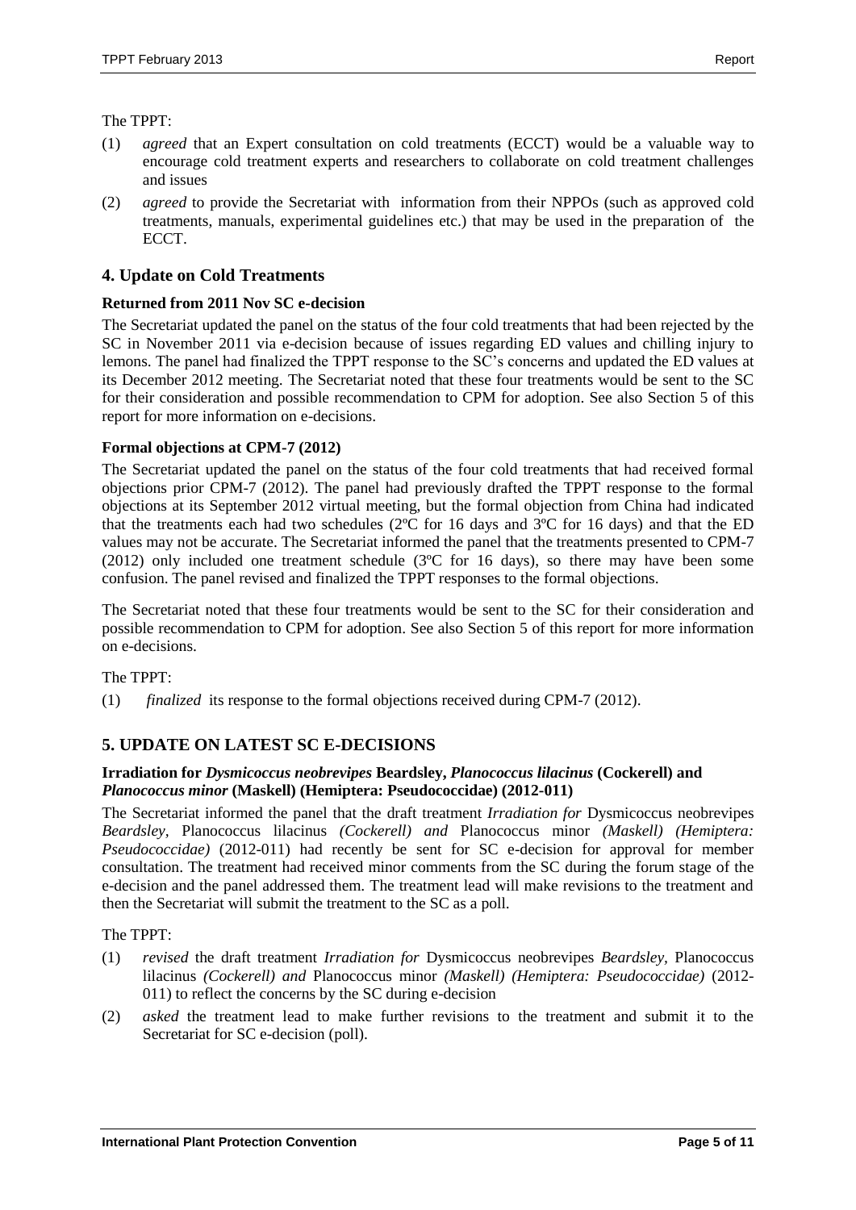The TPPT:

(1) *agreed* that an Expert consultation on cold treatments (ECCT) would be a valuable way to encourage cold treatment experts and researchers to collaborate on cold treatment challenges and issues

(2) *agreed* to provide the Secretariat with information from their NPPOs (such as approved cold treatments, manuals, experimental guidelines etc.) that may be used in the preparation of the ECCT.

## 4. Update on Cold Treatments

### Returned from 2011 Nov SC e-decision

The Secretariat updated the panel on the status of the four cold treatments that had been rejected by the SC in November 2011 via e-decision because of issues regarding ED values and chilling injury to lemons. The panel had finalized the TPPT response to the SC's concerns and updated the ED values at its December 2012 meeting. The Secretariat noted that these four treatments would be sent to the SC for their consideration and possible recommendation to CPM for adoption. See also Section 5 of this report for more information on e-decisions.

### Formal objections at CPM-7 (2012)

The Secretariat updated the panel on the status of the four cold treatments that had received formal objections prior CPM-7 (2012). The panel had previously drafted the TPPT response to the formal objections at its September 2012 virtual meeting, but the formal objection from China had indicated that the treatments each had two schedules (2ºC for 16 days and 3ºC for 16 days) and that the ED values may not be accurate. The Secretariat informed the panel that the treatments presented to CPM-7 (2012) only included one treatment schedule (3ºC for 16 days), so there may have been some confusion. The panel revised and finalized the TPPT responses to the formal objections.

The Secretariat noted that these four treatments would be sent to the SC for their consideration and possible recommendation to CPM for adoption. See also Section 5 of this report for more information on e-decisions.

The TPPT:

(1) *finalized* its response to the formal objections received during CPM-7 (2012).

## 5. UPDATE ON LATEST SC E-DECISIONS

### Irradiation for *Dysmicoccus neobrevipes* Beardsley, *Planococcus lilacinus* (Cockerell) and *Planococcus minor* (Maskell) (Hemiptera: Pseudococcidae) (2012-011)

The Secretariat informed the panel that the draft treatment *Irradiation for* Dysmicoccus neobrevipes *Beardsley,* Planococcus lilacinus *(Cockerell) and* Planococcus minor *(Maskell) (Hemiptera: Pseudococcidae)* (2012-011) had recently be sent for SC e-decision for approval for member consultation. The treatment had received minor comments from the SC during the forum stage of the e-decision and the panel addressed them. The treatment lead will make revisions to the treatment and then the Secretariat will submit the treatment to the SC as a poll.

The TPPT:

(1) *revised* the draft treatment *Irradiation for* Dysmicoccus neobrevipes *Beardsley,* Planococcus lilacinus *(Cockerell) and* Planococcus minor *(Maskell) (Hemiptera: Pseudococcidae)* (2012-011) to reflect the concerns by the SC during e-decision

(2) *asked* the treatment lead to make further revisions to the treatment and submit it to the Secretariat for SC e-decision (poll).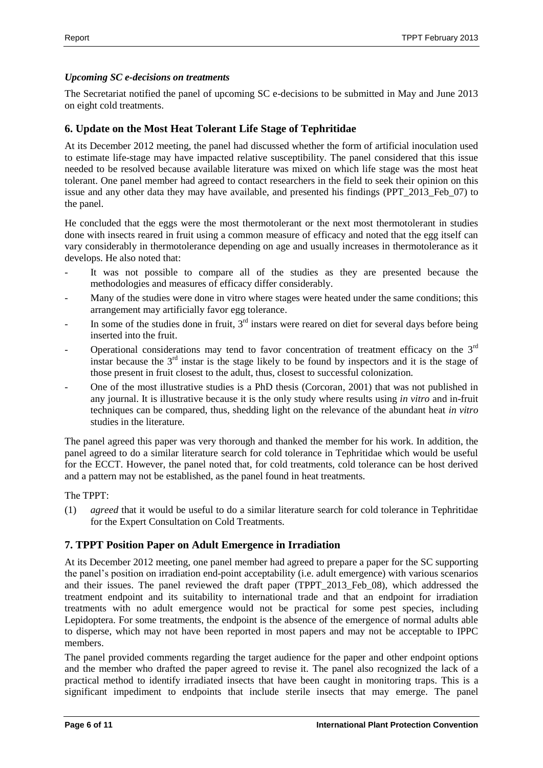### *Upcoming SC e-decisions on treatments*

The Secretariat notified the panel of upcoming SC e-decisions to be submitted in May and June 2013 on eight cold treatments.

## 6. Update on the Most Heat Tolerant Life Stage of Tephritidae

At its December 2012 meeting, the panel had discussed whether the form of artificial inoculation used to estimate life-stage may have impacted relative susceptibility. The panel considered that this issue needed to be resolved because available literature was mixed on which life stage was the most heat tolerant. One panel member had agreed to contact researchers in the field to seek their opinion on this issue and any other data they may have available, and presented his findings (PPT_2013_Feb_07) to the panel.

He concluded that the eggs were the most thermotolerant or the next most thermotolerant in studies done with insects reared in fruit using a common measure of efficacy and noted that the egg itself can vary considerably in thermotolerance depending on age and usually increases in thermotolerance as it develops. He also noted that:

- It was not possible to compare all of the studies as they are presented because the methodologies and measures of efficacy differ considerably.
- Many of the studies were done in vitro where stages were heated under the same conditions; this arrangement may artificially favor egg tolerance.
- In some of the studies done in fruit, 3rd instars were reared on diet for several days before being inserted into the fruit.
- Operational considerations may tend to favor concentration of treatment efficacy on the 3rd instar because the 3rd instar is the stage likely to be found by inspectors and it is the stage of those present in fruit closest to the adult, thus, closest to successful colonization.
- One of the most illustrative studies is a PhD thesis (Corcoran, 2001) that was not published in any journal. It is illustrative because it is the only study where results using *in vitro* and in-fruit techniques can be compared, thus, shedding light on the relevance of the abundant heat *in vitro* studies in the literature.

The panel agreed this paper was very thorough and thanked the member for his work. In addition, the panel agreed to do a similar literature search for cold tolerance in Tephritidae which would be useful for the ECCT. However, the panel noted that, for cold treatments, cold tolerance can be host derived and a pattern may not be established, as the panel found in heat treatments.

The TPPT:

(1) *agreed* that it would be useful to do a similar literature search for cold tolerance in Tephritidae for the Expert Consultation on Cold Treatments.

## 7. TPPT Position Paper on Adult Emergence in Irradiation

At its December 2012 meeting, one panel member had agreed to prepare a paper for the SC supporting the panel's position on irradiation end-point acceptability (i.e. adult emergence) with various scenarios and their issues. The panel reviewed the draft paper (TPPT_2013_Feb_08), which addressed the treatment endpoint and its suitability to international trade and that an endpoint for irradiation treatments with no adult emergence would not be practical for some pest species, including Lepidoptera. For some treatments, the endpoint is the absence of the emergence of normal adults able to disperse, which may not have been reported in most papers and may not be acceptable to IPPC members.

The panel provided comments regarding the target audience for the paper and other endpoint options and the member who drafted the paper agreed to revise it. The panel also recognized the lack of a practical method to identify irradiated insects that have been caught in monitoring traps. This is a significant impediment to endpoints that include sterile insects that may emerge. The panel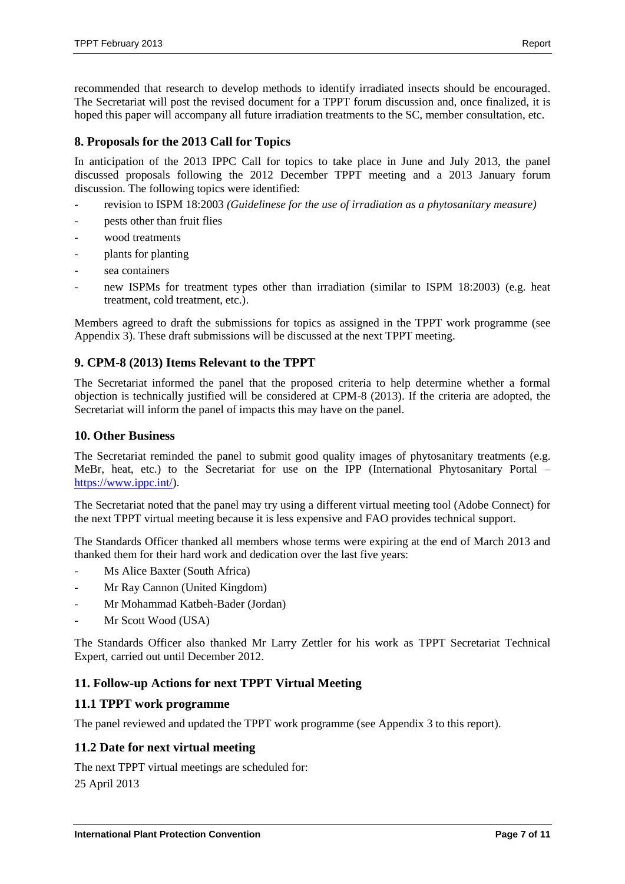recommended that research to develop methods to identify irradiated insects should be encouraged. The Secretariat will post the revised document for a TPPT forum discussion and, once finalized, it is hoped this paper will accompany all future irradiation treatments to the SC, member consultation, etc.

## 8. Proposals for the 2013 Call for Topics

In anticipation of the 2013 IPPC Call for topics to take place in June and July 2013, the panel discussed proposals following the 2012 December TPPT meeting and a 2013 January forum discussion. The following topics were identified:

- revision to ISPM 18:2003 *(Guidelinese for the use of irradiation as a phytosanitary measure)*
- pests other than fruit flies
- wood treatments
- plants for planting
- sea containers
- new ISPMs for treatment types other than irradiation (similar to ISPM 18:2003) (e.g. heat treatment, cold treatment, etc.).

Members agreed to draft the submissions for topics as assigned in the TPPT work programme (see Appendix 3). These draft submissions will be discussed at the next TPPT meeting.

## 9. CPM-8 (2013) Items Relevant to the TPPT

The Secretariat informed the panel that the proposed criteria to help determine whether a formal objection is technically justified will be considered at CPM-8 (2013). If the criteria are adopted, the Secretariat will inform the panel of impacts this may have on the panel.

## 10. Other Business

The Secretariat reminded the panel to submit good quality images of phytosanitary treatments (e.g. MeBr, heat, etc.) to the Secretariat for use on the IPP (International Phytosanitary Portal – https://www.ippc.int/).

The Secretariat noted that the panel may try using a different virtual meeting tool (Adobe Connect) for the next TPPT virtual meeting because it is less expensive and FAO provides technical support.

The Standards Officer thanked all members whose terms were expiring at the end of March 2013 and thanked them for their hard work and dedication over the last five years:

- Ms Alice Baxter (South Africa)
- Mr Ray Cannon (United Kingdom)
- Mr Mohammad Katbeh-Bader (Jordan)
- Mr Scott Wood (USA)

The Standards Officer also thanked Mr Larry Zettler for his work as TPPT Secretariat Technical Expert, carried out until December 2012.

## 11. Follow-up Actions for next TPPT Virtual Meeting

### 11.1 TPPT work programme

The panel reviewed and updated the TPPT work programme (see Appendix 3 to this report).

### 11.2 Date for next virtual meeting

The next TPPT virtual meetings are scheduled for:

25 April 2013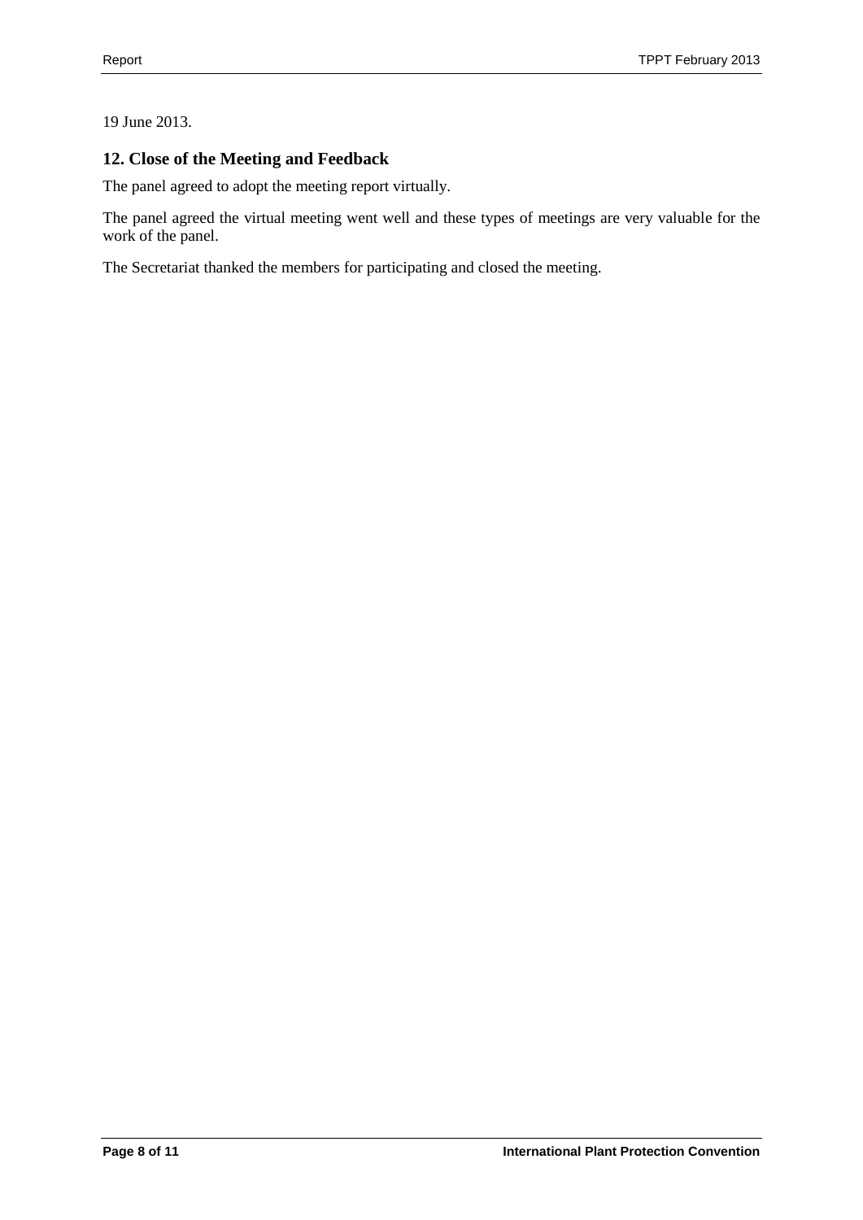19 June 2013.

## 12. Close of the Meeting and Feedback

The panel agreed to adopt the meeting report virtually.

The panel agreed the virtual meeting went well and these types of meetings are very valuable for the work of the panel.

The Secretariat thanked the members for participating and closed the meeting.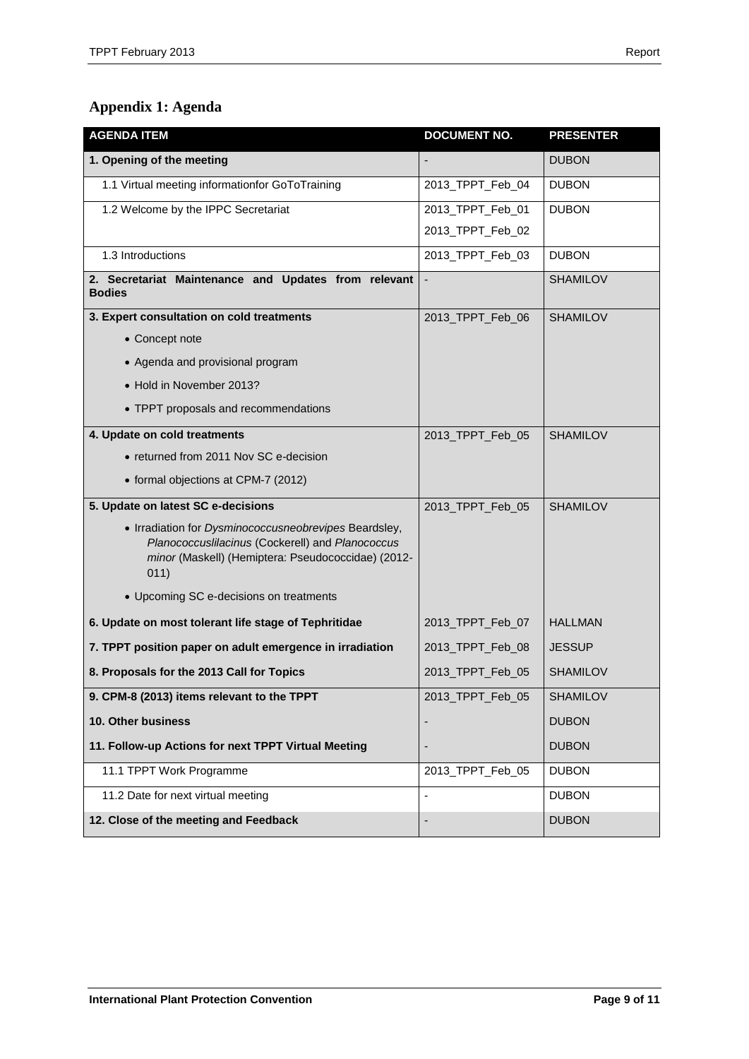## Appendix 1: Agenda

| AGENDA ITEM | DOCUMENT NO. | PRESENTER |
| --- | --- | --- |
| **1. Opening of the meeting** | - | DUBON |
| 1.1 Virtual meeting informationfor GoToTraining | 2013_TPPT_Feb_04 | DUBON |
| 1.2 Welcome by the IPPC Secretariat | 2013_TPPT_Feb_01<br>2013_TPPT_Feb_02 | DUBON |
| 1.3 Introductions | 2013_TPPT_Feb_03 | DUBON |
| **2. Secretariat Maintenance and Updates from relevant Bodies** | - | SHAMILOV |
| **3. Expert consultation on cold treatments**<br>• Concept note<br>• Agenda and provisional program<br>• Hold in November 2013?<br>• TPPT proposals and recommendations | 2013_TPPT_Feb_06 | SHAMILOV |
| **4. Update on cold treatments**<br>• returned from 2011 Nov SC e-decision<br>• formal objections at CPM-7 (2012) | 2013_TPPT_Feb_05 | SHAMILOV |
| **5. Update on latest SC e-decisions**<br>• Irradiation for *Dysminococcusneobrevipes* Beardsley, *Planococcuslilacinus* (Cockerell) and *Planococcus minor* (Maskell) (Hemiptera: Pseudococcidae) (2012-011)<br>• Upcoming SC e-decisions on treatments | 2013_TPPT_Feb_05 | SHAMILOV |
| **6. Update on most tolerant life stage of Tephritidae** | 2013_TPPT_Feb_07 | HALLMAN |
| **7. TPPT position paper on adult emergence in irradiation** | 2013_TPPT_Feb_08 | JESSUP |
| **8. Proposals for the 2013 Call for Topics** | 2013_TPPT_Feb_05 | SHAMILOV |
| **9. CPM-8 (2013) items relevant to the TPPT** | 2013_TPPT_Feb_05 | SHAMILOV |
| **10. Other business** | - | DUBON |
| **11. Follow-up Actions for next TPPT Virtual Meeting** | - | DUBON |
| 11.1 TPPT Work Programme | 2013_TPPT_Feb_05 | DUBON |
| 11.2 Date for next virtual meeting | - | DUBON |
| **12. Close of the meeting and Feedback** | - | DUBON |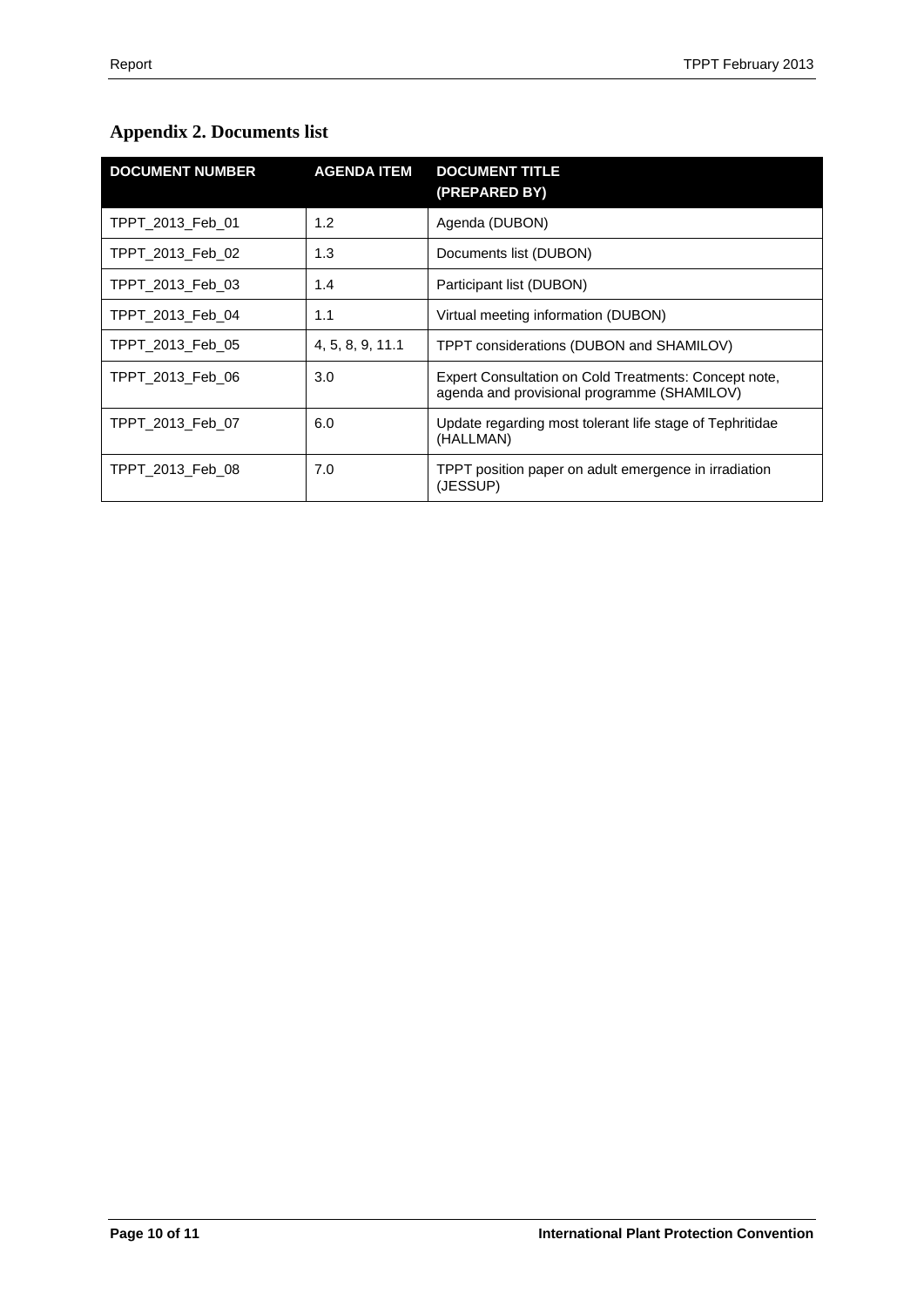## Appendix 2. Documents list

| DOCUMENT NUMBER | AGENDA ITEM | DOCUMENT TITLE (PREPARED BY) |
|---|---|---|
| TPPT_2013_Feb_01 | 1.2 | Agenda (DUBON) |
| TPPT_2013_Feb_02 | 1.3 | Documents list (DUBON) |
| TPPT_2013_Feb_03 | 1.4 | Participant list (DUBON) |
| TPPT_2013_Feb_04 | 1.1 | Virtual meeting information (DUBON) |
| TPPT_2013_Feb_05 | 4, 5, 8, 9, 11.1 | TPPT considerations (DUBON and SHAMILOV) |
| TPPT_2013_Feb_06 | 3.0 | Expert Consultation on Cold Treatments: Concept note, agenda and provisional programme (SHAMILOV) |
| TPPT_2013_Feb_07 | 6.0 | Update regarding most tolerant life stage of Tephritidae (HALLMAN) |
| TPPT_2013_Feb_08 | 7.0 | TPPT position paper on adult emergence in irradiation (JESSUP) |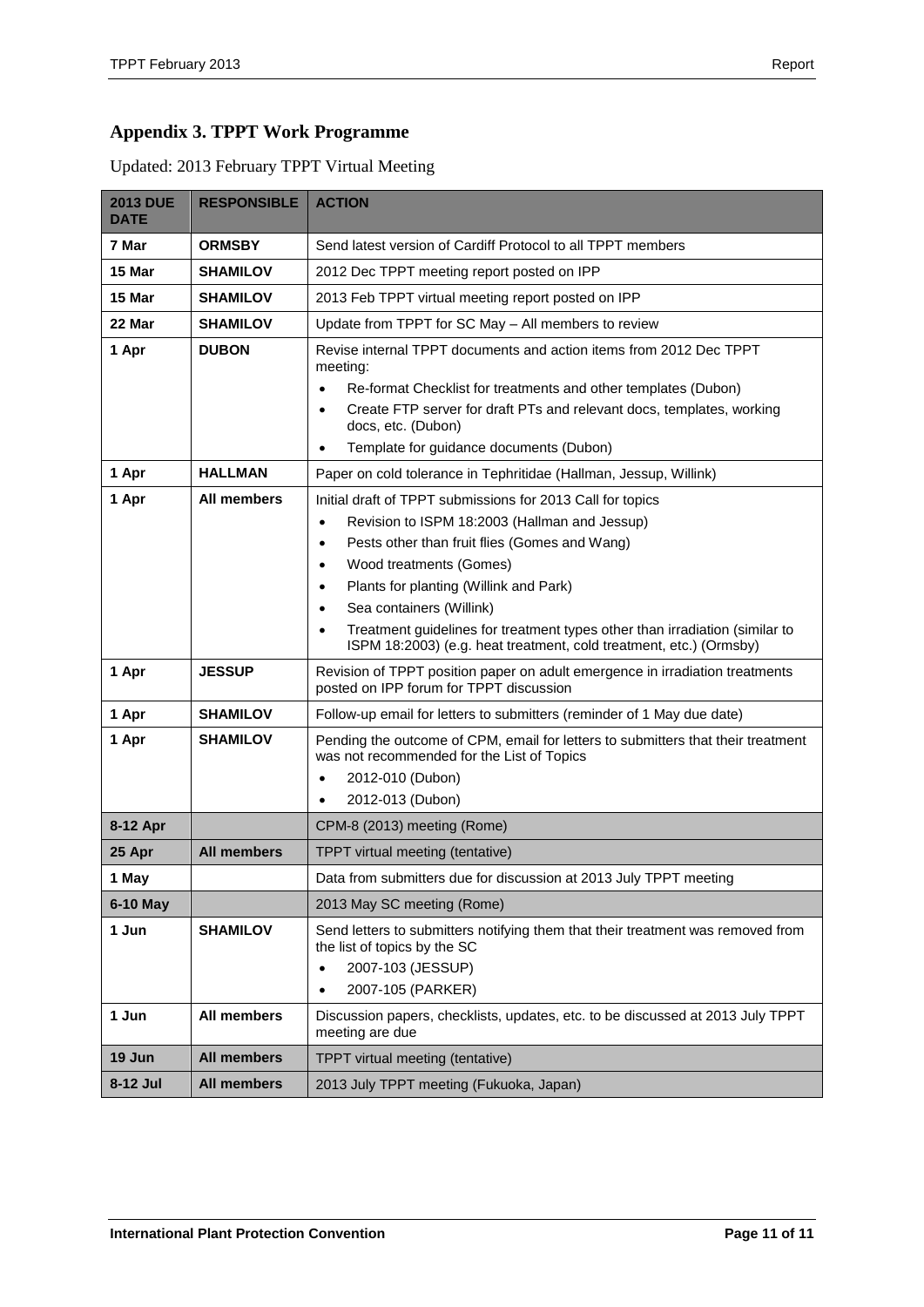## Appendix 3. TPPT Work Programme

Updated: 2013 February TPPT Virtual Meeting

| 2013 DUE DATE | RESPONSIBLE | ACTION |
|---|---|---|
| **7 Mar** | **ORMSBY** | Send latest version of Cardiff Protocol to all TPPT members |
| **15 Mar** | **SHAMILOV** | 2012 Dec TPPT meeting report posted on IPP |
| **15 Mar** | **SHAMILOV** | 2013 Feb TPPT virtual meeting report posted on IPP |
| **22 Mar** | **SHAMILOV** | Update from TPPT for SC May – All members to review |
| **1 Apr** | **DUBON** | Revise internal TPPT documents and action items from 2012 Dec TPPT meeting:<br>• Re-format Checklist for treatments and other templates (Dubon)<br>• Create FTP server for draft PTs and relevant docs, templates, working docs, etc. (Dubon)<br>• Template for guidance documents (Dubon) |
| **1 Apr** | **HALLMAN** | Paper on cold tolerance in Tephritidae (Hallman, Jessup, Willink) |
| **1 Apr** | **All members** | Initial draft of TPPT submissions for 2013 Call for topics<br>• Revision to ISPM 18:2003 (Hallman and Jessup)<br>• Pests other than fruit flies (Gomes and Wang)<br>• Wood treatments (Gomes)<br>• Plants for planting (Willink and Park)<br>• Sea containers (Willink)<br>• Treatment guidelines for treatment types other than irradiation (similar to ISPM 18:2003) (e.g. heat treatment, cold treatment, etc.) (Ormsby) |
| **1 Apr** | **JESSUP** | Revision of TPPT position paper on adult emergence in irradiation treatments posted on IPP forum for TPPT discussion |
| **1 Apr** | **SHAMILOV** | Follow-up email for letters to submitters (reminder of 1 May due date) |
| **1 Apr** | **SHAMILOV** | Pending the outcome of CPM, email for letters to submitters that their treatment was not recommended for the List of Topics<br>• 2012-010 (Dubon)<br>• 2012-013 (Dubon) |
| **8-12 Apr** | | CPM-8 (2013) meeting (Rome) |
| **25 Apr** | **All members** | TPPT virtual meeting (tentative) |
| **1 May** | | Data from submitters due for discussion at 2013 July TPPT meeting |
| **6-10 May** | | 2013 May SC meeting (Rome) |
| **1 Jun** | **SHAMILOV** | Send letters to submitters notifying them that their treatment was removed from the list of topics by the SC<br>• 2007-103 (JESSUP)<br>• 2007-105 (PARKER) |
| **1 Jun** | **All members** | Discussion papers, checklists, updates, etc. to be discussed at 2013 July TPPT meeting are due |
| **19 Jun** | **All members** | TPPT virtual meeting (tentative) |
| **8-12 Jul** | **All members** | 2013 July TPPT meeting (Fukuoka, Japan) |